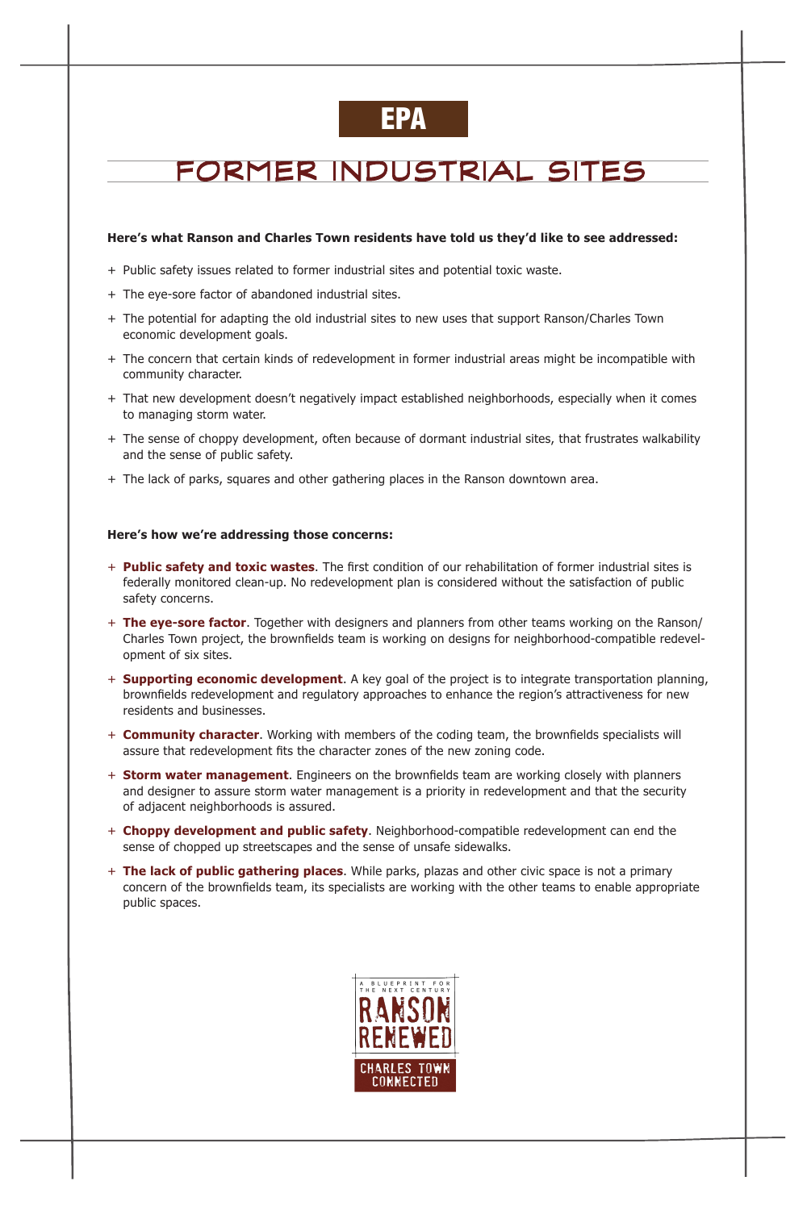# EPA

## FORMER INDUSTRIAL SITES

**Here's what Ranson and Charles Town residents have told us they'd like to see addressed:**

+ Public safety issues related to former industrial sites and potential toxic waste.
+ The eye-sore factor of abandoned industrial sites.
+ The potential for adapting the old industrial sites to new uses that support Ranson/Charles Town economic development goals.
+ The concern that certain kinds of redevelopment in former industrial areas might be incompatible with community character.
+ That new development doesn't negatively impact established neighborhoods, especially when it comes to managing storm water.
+ The sense of choppy development, often because of dormant industrial sites, that frustrates walkability and the sense of public safety.
+ The lack of parks, squares and other gathering places in the Ranson downtown area.

**Here's how we're addressing those concerns:**

+ **Public safety and toxic wastes**. The first condition of our rehabilitation of former industrial sites is federally monitored clean-up. No redevelopment plan is considered without the satisfaction of public safety concerns.
+ **The eye-sore factor**. Together with designers and planners from other teams working on the Ranson/Charles Town project, the brownfields team is working on designs for neighborhood-compatible redevelopment of six sites.
+ **Supporting economic development**. A key goal of the project is to integrate transportation planning, brownfields redevelopment and regulatory approaches to enhance the region's attractiveness for new residents and businesses.
+ **Community character**. Working with members of the coding team, the brownfields specialists will assure that redevelopment fits the character zones of the new zoning code.
+ **Storm water management**. Engineers on the brownfields team are working closely with planners and designer to assure storm water management is a priority in redevelopment and that the security of adjacent neighborhoods is assured.
+ **Choppy development and public safety**. Neighborhood-compatible redevelopment can end the sense of chopped up streetscapes and the sense of unsafe sidewalks.
+ **The lack of public gathering places**. While parks, plazas and other civic space is not a primary concern of the brownfields team, its specialists are working with the other teams to enable appropriate public spaces.

A BLUEPRINT FOR THE NEXT CENTURY
RANSON RENEWED
CHARLES TOWN CONNECTED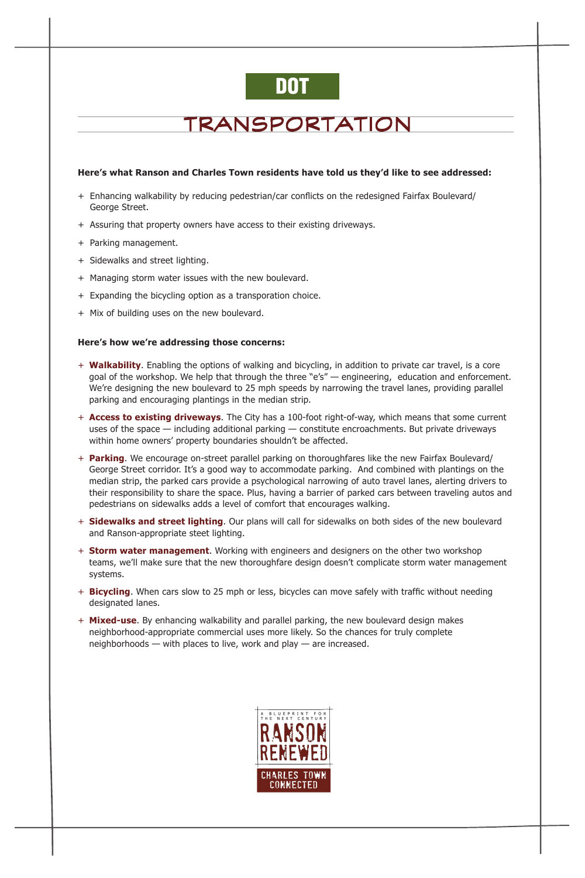DOT

# TRANSPORTATION

**Here's what Ranson and Charles Town residents have told us they'd like to see addressed:**

+ Enhancing walkability by reducing pedestrian/car conflicts on the redesigned Fairfax Boulevard/ George Street.
+ Assuring that property owners have access to their existing driveways.
+ Parking management.
+ Sidewalks and street lighting.
+ Managing storm water issues with the new boulevard.
+ Expanding the bicycling option as a transporation choice.
+ Mix of building uses on the new boulevard.

**Here's how we're addressing those concerns:**

+ **Walkability**. Enabling the options of walking and bicycling, in addition to private car travel, is a core goal of the workshop. We help that through the three "e's" — engineering, education and enforcement. We're designing the new boulevard to 25 mph speeds by narrowing the travel lanes, providing parallel parking and encouraging plantings in the median strip.
+ **Access to existing driveways**. The City has a 100-foot right-of-way, which means that some current uses of the space — including additional parking — constitute encroachments. But private driveways within home owners' property boundaries shouldn't be affected.
+ **Parking**. We encourage on-street parallel parking on thoroughfares like the new Fairfax Boulevard/ George Street corridor. It's a good way to accommodate parking. And combined with plantings on the median strip, the parked cars provide a psychological narrowing of auto travel lanes, alerting drivers to their responsibility to share the space. Plus, having a barrier of parked cars between traveling autos and pedestrians on sidewalks adds a level of comfort that encourages walking.
+ **Sidewalks and street lighting**. Our plans will call for sidewalks on both sides of the new boulevard and Ranson-appropriate steet lighting.
+ **Storm water management**. Working with engineers and designers on the other two workshop teams, we'll make sure that the new thoroughfare design doesn't complicate storm water management systems.
+ **Bicycling**. When cars slow to 25 mph or less, bicycles can move safely with traffic without needing designated lanes.
+ **Mixed-use**. By enhancing walkability and parallel parking, the new boulevard design makes neighborhood-appropriate commercial uses more likely. So the chances for truly complete neighborhoods — with places to live, work and play — are increased.

A BLUEPRINT FOR THE NEXT CENTURY
RANSON RENEWED
CHARLES TOWN CONNECTED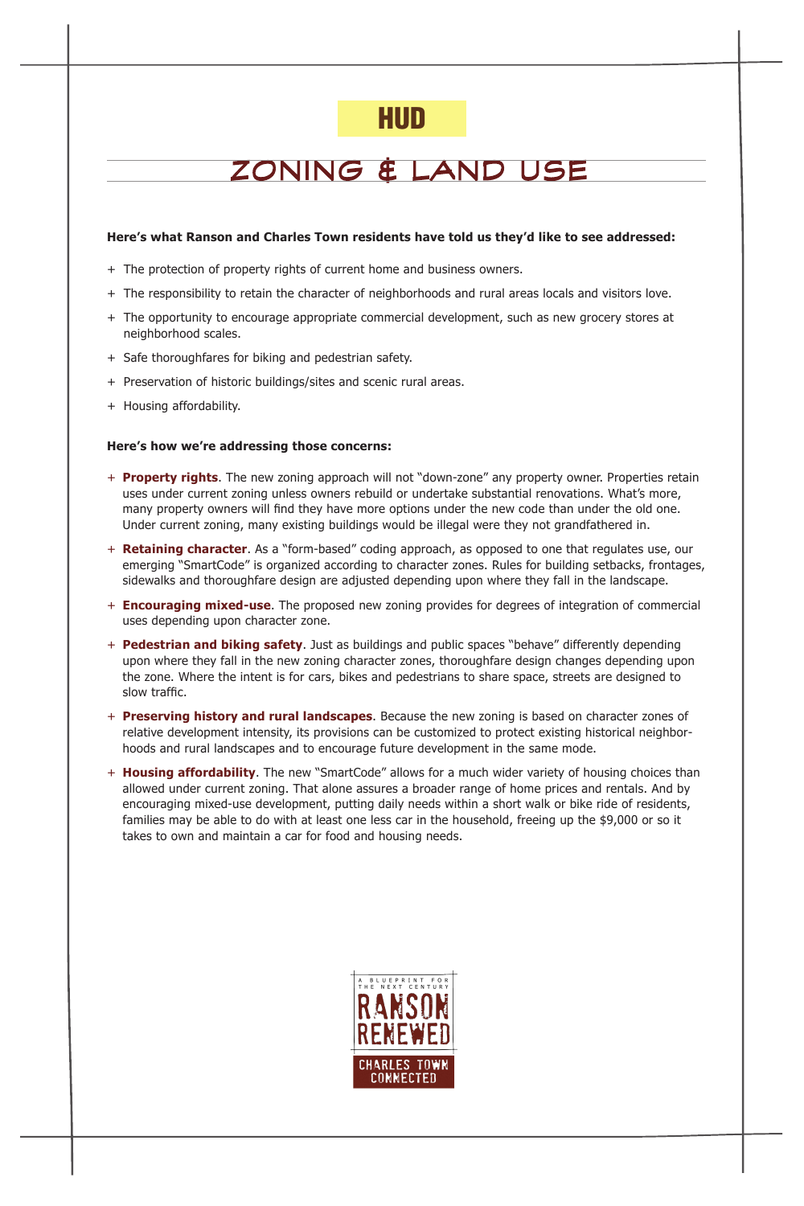# HUD

## ZONING & LAND USE

**Here's what Ranson and Charles Town residents have told us they'd like to see addressed:**

+ The protection of property rights of current home and business owners.
+ The responsibility to retain the character of neighborhoods and rural areas locals and visitors love.
+ The opportunity to encourage appropriate commercial development, such as new grocery stores at neighborhood scales.
+ Safe thoroughfares for biking and pedestrian safety.
+ Preservation of historic buildings/sites and scenic rural areas.
+ Housing affordability.

**Here's how we're addressing those concerns:**

+ **Property rights**. The new zoning approach will not "down-zone" any property owner. Properties retain uses under current zoning unless owners rebuild or undertake substantial renovations. What's more, many property owners will find they have more options under the new code than under the old one. Under current zoning, many existing buildings would be illegal were they not grandfathered in.
+ **Retaining character**. As a "form-based" coding approach, as opposed to one that regulates use, our emerging "SmartCode" is organized according to character zones. Rules for building setbacks, frontages, sidewalks and thoroughfare design are adjusted depending upon where they fall in the landscape.
+ **Encouraging mixed-use**. The proposed new zoning provides for degrees of integration of commercial uses depending upon character zone.
+ **Pedestrian and biking safety**. Just as buildings and public spaces "behave" differently depending upon where they fall in the new zoning character zones, thoroughfare design changes depending upon the zone. Where the intent is for cars, bikes and pedestrians to share space, streets are designed to slow traffic.
+ **Preserving history and rural landscapes**. Because the new zoning is based on character zones of relative development intensity, its provisions can be customized to protect existing historical neighborhoods and rural landscapes and to encourage future development in the same mode.
+ **Housing affordability**. The new "SmartCode" allows for a much wider variety of housing choices than allowed under current zoning. That alone assures a broader range of home prices and rentals. And by encouraging mixed-use development, putting daily needs within a short walk or bike ride of residents, families may be able to do with at least one less car in the household, freeing up the $9,000 or so it takes to own and maintain a car for food and housing needs.

A BLUEPRINT FOR THE NEXT CENTURY
RANSON RENEWED
CHARLES TOWN CONNECTED